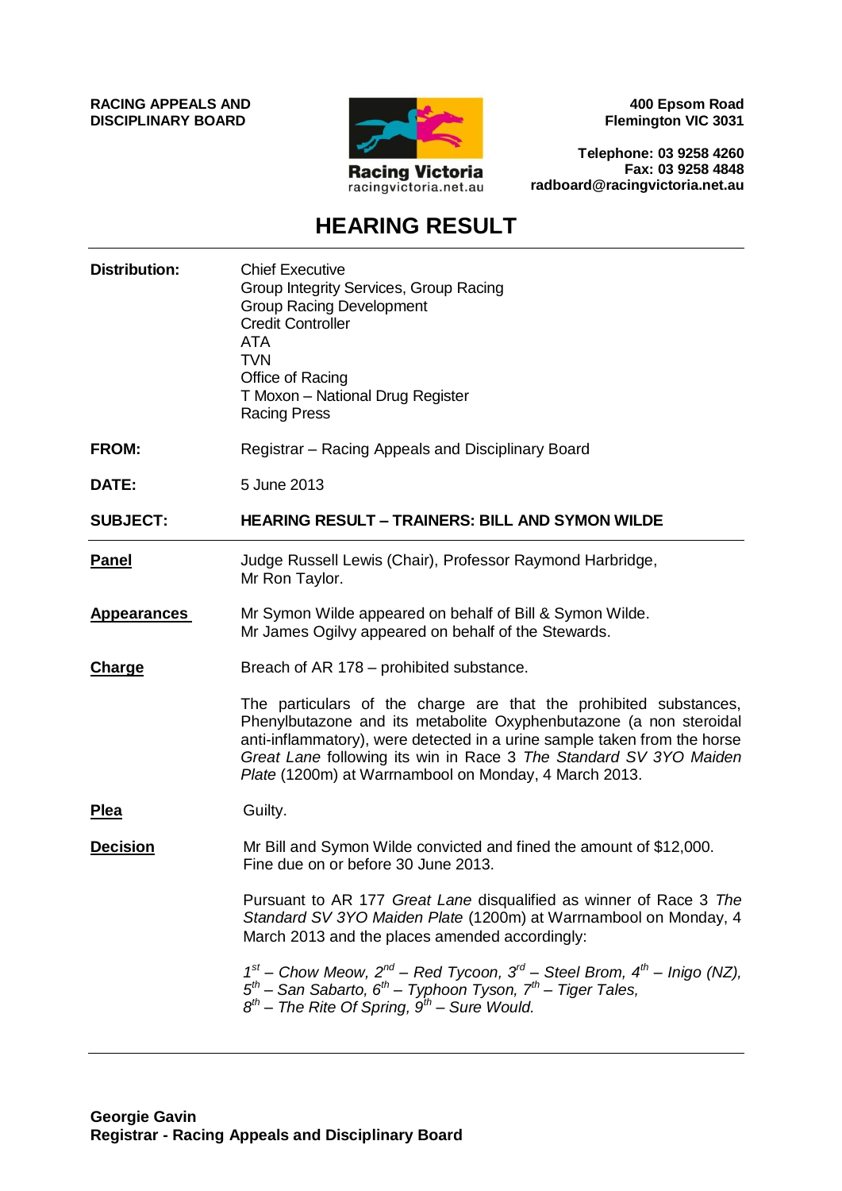**RACING APPEALS AND DISCIPLINARY BOARD**

Racing Victoria
racingvictoria.net.au

**400 Epsom Road**
**Flemington VIC 3031**

**Telephone: 03 9258 4260**
**Fax: 03 9258 4848**
**radboard@racingvictoria.net.au**

# HEARING RESULT

**Distribution:** Chief Executive
Group Integrity Services, Group Racing
Group Racing Development
Credit Controller
ATA
TVN
Office of Racing
T Moxon – National Drug Register
Racing Press

**FROM:** Registrar – Racing Appeals and Disciplinary Board

**DATE:** 5 June 2013

**SUBJECT:** **HEARING RESULT – TRAINERS: BILL AND SYMON WILDE**

---

**Panel** Judge Russell Lewis (Chair), Professor Raymond Harbridge, Mr Ron Taylor.

**Appearances** Mr Symon Wilde appeared on behalf of Bill & Symon Wilde.
Mr James Ogilvy appeared on behalf of the Stewards.

**Charge** Breach of AR 178 – prohibited substance.

The particulars of the charge are that the prohibited substances, Phenylbutazone and its metabolite Oxyphenbutazone (a non steroidal anti-inflammatory), were detected in a urine sample taken from the horse *Great Lane* following its win in Race 3 *The Standard SV 3YO Maiden Plate* (1200m) at Warrnambool on Monday, 4 March 2013.

**Plea** Guilty.

**Decision** Mr Bill and Symon Wilde convicted and fined the amount of $12,000. Fine due on or before 30 June 2013.

Pursuant to AR 177 *Great Lane* disqualified as winner of Race 3 *The Standard SV 3YO Maiden Plate* (1200m) at Warrnambool on Monday, 4 March 2013 and the places amended accordingly:

*1st – Chow Meow, 2nd – Red Tycoon, 3rd – Steel Brom, 4th – Inigo (NZ), 5th – San Sabarto, 6th – Typhoon Tyson, 7th – Tiger Tales, 8th – The Rite Of Spring, 9th – Sure Would.*

---

**Georgie Gavin**
**Registrar - Racing Appeals and Disciplinary Board**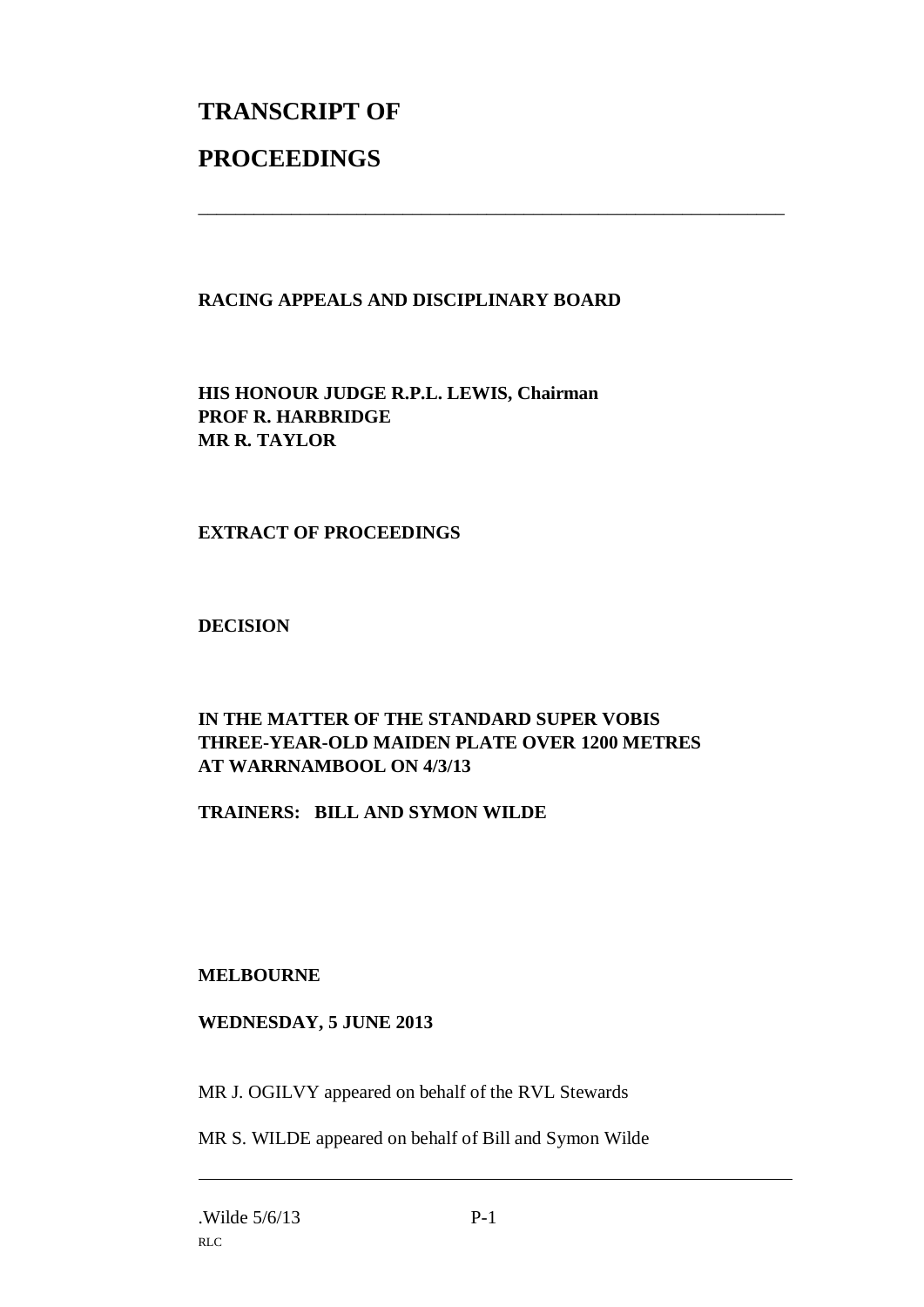# TRANSCRIPT OF

# PROCEEDINGS

---

**RACING APPEALS AND DISCIPLINARY BOARD**

**HIS HONOUR JUDGE R.P.L. LEWIS, Chairman**
**PROF R. HARBRIDGE**
**MR R. TAYLOR**

**EXTRACT OF PROCEEDINGS**

**DECISION**

**IN THE MATTER OF THE STANDARD SUPER VOBIS THREE-YEAR-OLD MAIDEN PLATE OVER 1200 METRES AT WARRNAMBOOL ON 4/3/13**

**TRAINERS: BILL AND SYMON WILDE**

**MELBOURNE**

**WEDNESDAY, 5 JUNE 2013**

MR J. OGILVY appeared on behalf of the RVL Stewards

MR S. WILDE appeared on behalf of Bill and Symon Wilde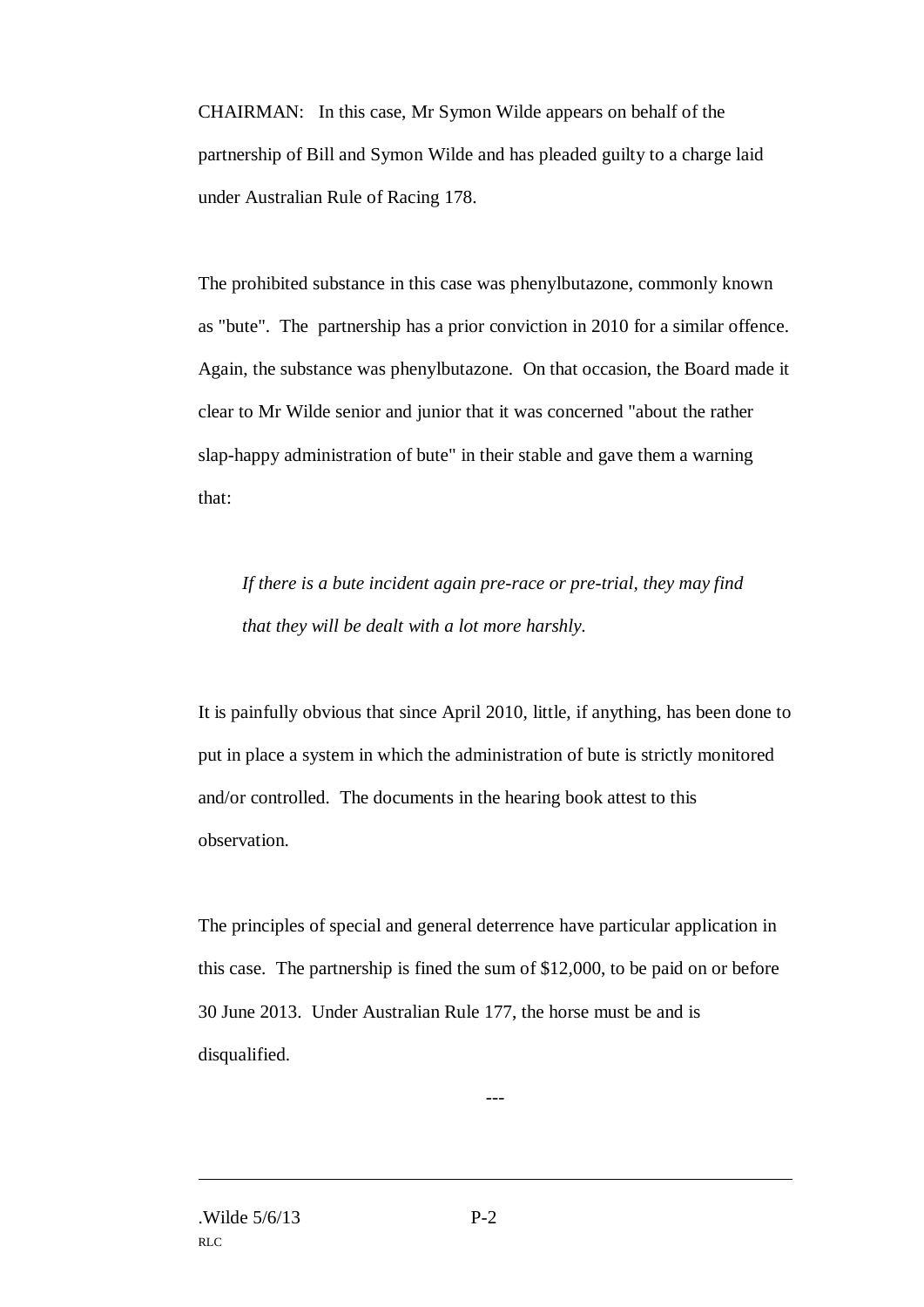CHAIRMAN: In this case, Mr Symon Wilde appears on behalf of the partnership of Bill and Symon Wilde and has pleaded guilty to a charge laid under Australian Rule of Racing 178.

The prohibited substance in this case was phenylbutazone, commonly known as "bute". The partnership has a prior conviction in 2010 for a similar offence. Again, the substance was phenylbutazone. On that occasion, the Board made it clear to Mr Wilde senior and junior that it was concerned "about the rather slap-happy administration of bute" in their stable and gave them a warning that:

> *If there is a bute incident again pre-race or pre-trial, they may find that they will be dealt with a lot more harshly.*

It is painfully obvious that since April 2010, little, if anything, has been done to put in place a system in which the administration of bute is strictly monitored and/or controlled. The documents in the hearing book attest to this observation.

The principles of special and general deterrence have particular application in this case. The partnership is fined the sum of $12,000, to be paid on or before 30 June 2013. Under Australian Rule 177, the horse must be and is disqualified.

---